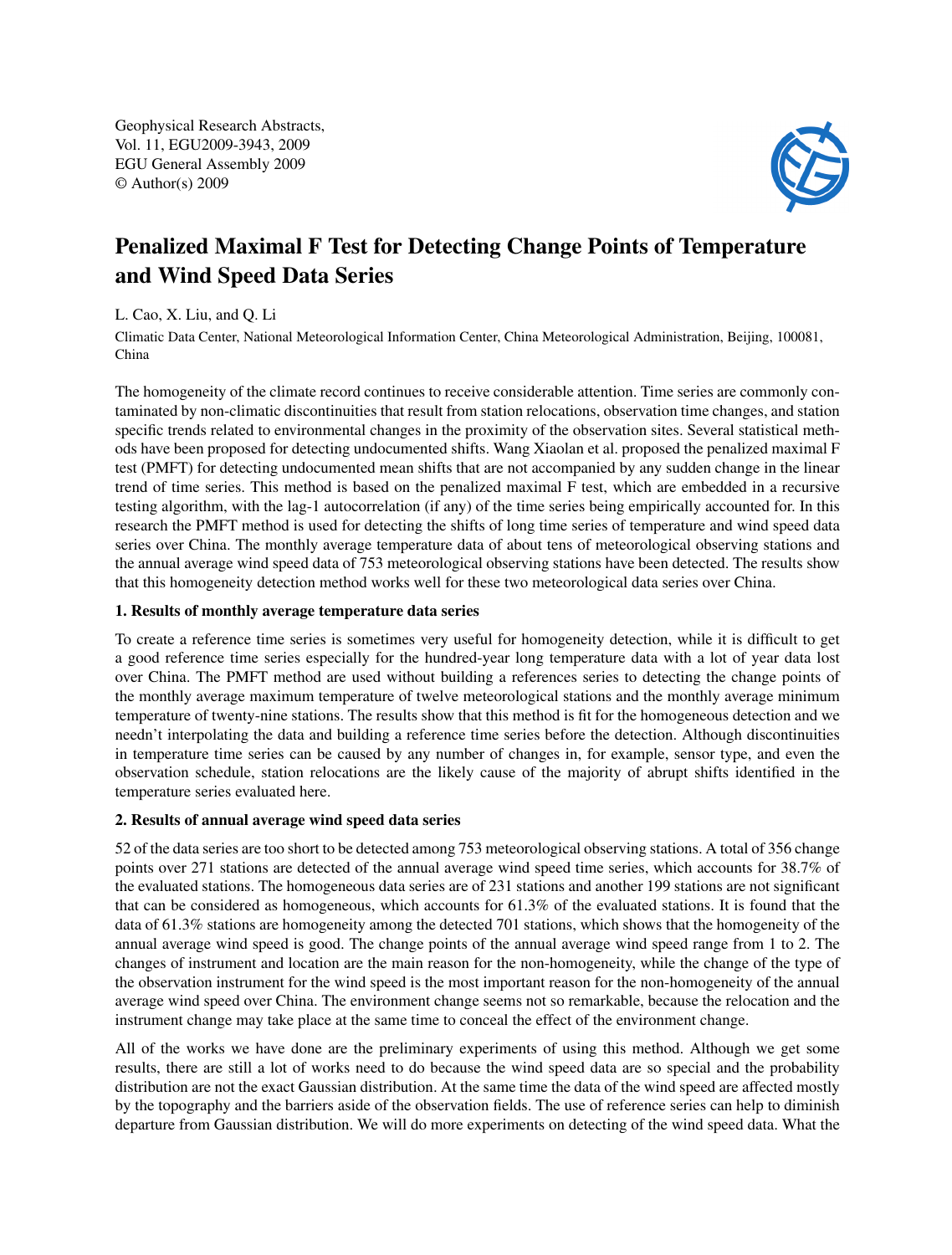Geophysical Research Abstracts,
Vol. 11, EGU2009-3943, 2009
EGU General Assembly 2009
© Author(s) 2009

# Penalized Maximal F Test for Detecting Change Points of Temperature and Wind Speed Data Series

L. Cao, X. Liu, and Q. Li

Climatic Data Center, National Meteorological Information Center, China Meteorological Administration, Beijing, 100081, China

The homogeneity of the climate record continues to receive considerable attention. Time series are commonly contaminated by non-climatic discontinuities that result from station relocations, observation time changes, and station specific trends related to environmental changes in the proximity of the observation sites. Several statistical methods have been proposed for detecting undocumented shifts. Wang Xiaolan et al. proposed the penalized maximal F test (PMFT) for detecting undocumented mean shifts that are not accompanied by any sudden change in the linear trend of time series. This method is based on the penalized maximal F test, which are embedded in a recursive testing algorithm, with the lag-1 autocorrelation (if any) of the time series being empirically accounted for. In this research the PMFT method is used for detecting the shifts of long time series of temperature and wind speed data series over China. The monthly average temperature data of about tens of meteorological observing stations and the annual average wind speed data of 753 meteorological observing stations have been detected. The results show that this homogeneity detection method works well for these two meteorological data series over China.

### 1. Results of monthly average temperature data series

To create a reference time series is sometimes very useful for homogeneity detection, while it is difficult to get a good reference time series especially for the hundred-year long temperature data with a lot of year data lost over China. The PMFT method are used without building a references series to detecting the change points of the monthly average maximum temperature of twelve meteorological stations and the monthly average minimum temperature of twenty-nine stations. The results show that this method is fit for the homogeneous detection and we needn't interpolating the data and building a reference time series before the detection. Although discontinuities in temperature time series can be caused by any number of changes in, for example, sensor type, and even the observation schedule, station relocations are the likely cause of the majority of abrupt shifts identified in the temperature series evaluated here.

### 2. Results of annual average wind speed data series

52 of the data series are too short to be detected among 753 meteorological observing stations. A total of 356 change points over 271 stations are detected of the annual average wind speed time series, which accounts for 38.7% of the evaluated stations. The homogeneous data series are of 231 stations and another 199 stations are not significant that can be considered as homogeneous, which accounts for 61.3% of the evaluated stations. It is found that the data of 61.3% stations are homogeneity among the detected 701 stations, which shows that the homogeneity of the annual average wind speed is good. The change points of the annual average wind speed range from 1 to 2. The changes of instrument and location are the main reason for the non-homogeneity, while the change of the type of the observation instrument for the wind speed is the most important reason for the non-homogeneity of the annual average wind speed over China. The environment change seems not so remarkable, because the relocation and the instrument change may take place at the same time to conceal the effect of the environment change.

All of the works we have done are the preliminary experiments of using this method. Although we get some results, there are still a lot of works need to do because the wind speed data are so special and the probability distribution are not the exact Gaussian distribution. At the same time the data of the wind speed are affected mostly by the topography and the barriers aside of the observation fields. The use of reference series can help to diminish departure from Gaussian distribution. We will do more experiments on detecting of the wind speed data. What the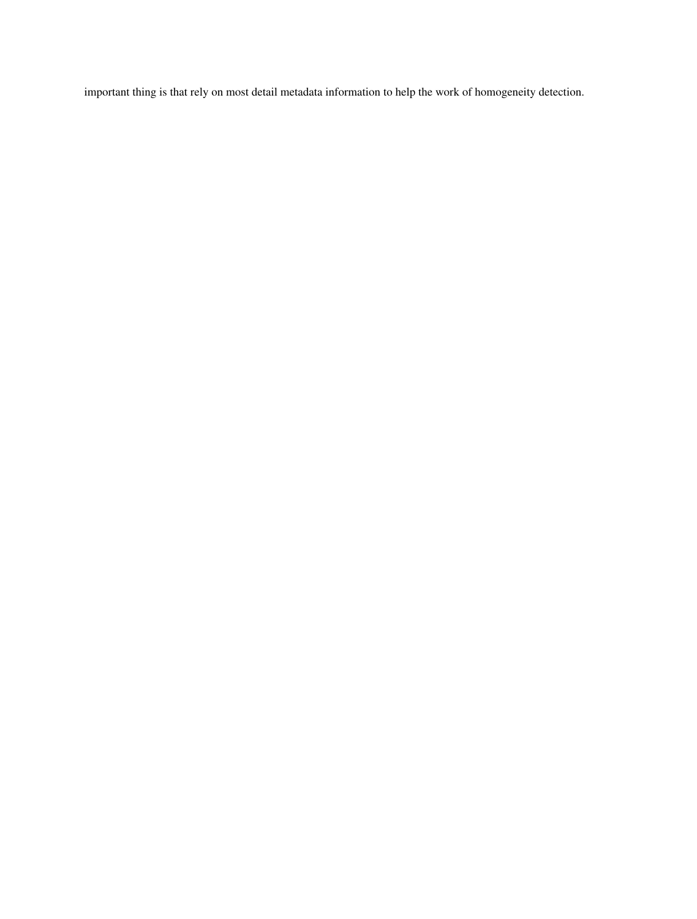important thing is that rely on most detail metadata information to help the work of homogeneity detection.